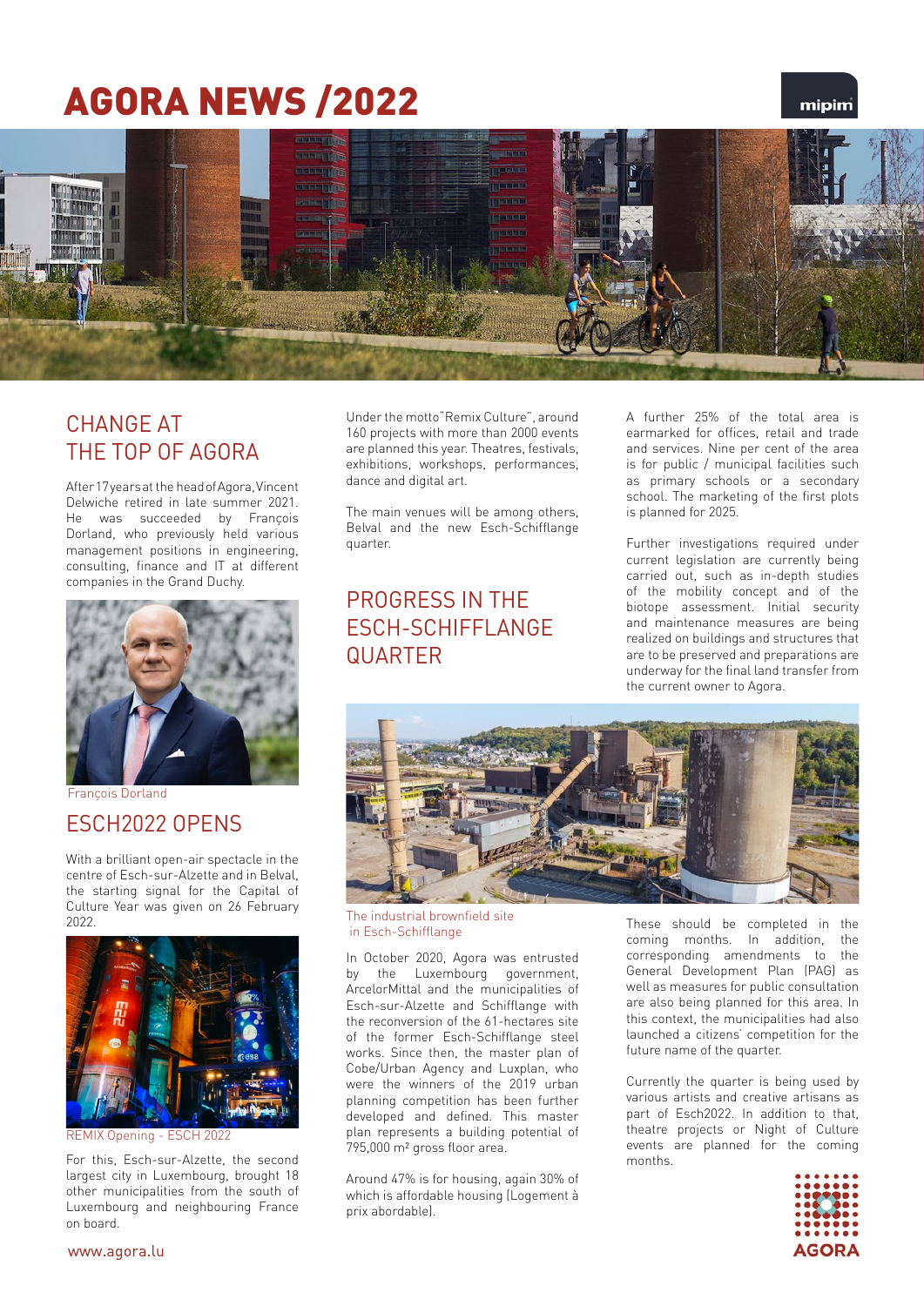# AGORA NEWS /2022

## CHANGE AT THE TOP OF AGORA

After 17 years at the head of Agora, Vincent Delwiche retired in late summer 2021. He was succeeded by François Dorland, who previously held various management positions in engineering, consulting, finance and IT at different companies in the Grand Duchy.

François Dorland

## ESCH2022 OPENS

With a brilliant open-air spectacle in the centre of Esch-sur-Alzette and in Belval, the starting signal for the Capital of Culture Year was given on 26 February 2022.

REMIX Opening - ESCH 2022

For this, Esch-sur-Alzette, the second largest city in Luxembourg, brought 18 other municipalities from the south of Luxembourg and neighbouring France on board.

Under the motto "Remix Culture", around 160 projects with more than 2000 events are planned this year. Theatres, festivals, exhibitions, workshops, performances, dance and digital art.

The main venues will be among others, Belval and the new Esch-Schifflange quarter.

## PROGRESS IN THE ESCH-SCHIFFLANGE QUARTER

The industrial brownfield site in Esch-Schifflange

In October 2020, Agora was entrusted by the Luxembourg government, ArcelorMittal and the municipalities of Esch-sur-Alzette and Schifflange with the reconversion of the 61-hectares site of the former Esch-Schifflange steel works. Since then, the master plan of Cobe/Urban Agency and Luxplan, who were the winners of the 2019 urban planning competition has been further developed and defined. This master plan represents a building potential of 795,000 m² gross floor area.

Around 47% is for housing, again 30% of which is affordable housing (Logement à prix abordable).

A further 25% of the total area is earmarked for offices, retail and trade and services. Nine per cent of the area is for public / municipal facilities such as primary schools or a secondary school. The marketing of the first plots is planned for 2025.

Further investigations required under current legislation are currently being carried out, such as in-depth studies of the mobility concept and of the biotope assessment. Initial security and maintenance measures are being realized on buildings and structures that are to be preserved and preparations are underway for the final land transfer from the current owner to Agora.

These should be completed in the coming months. In addition, the corresponding amendments to the General Development Plan (PAG) as well as measures for public consultation are also being planned for this area. In this context, the municipalities had also launched a citizens' competition for the future name of the quarter.

Currently the quarter is being used by various artists and creative artisans as part of Esch2022. In addition to that, theatre projects or Night of Culture events are planned for the coming months.

www.agora.lu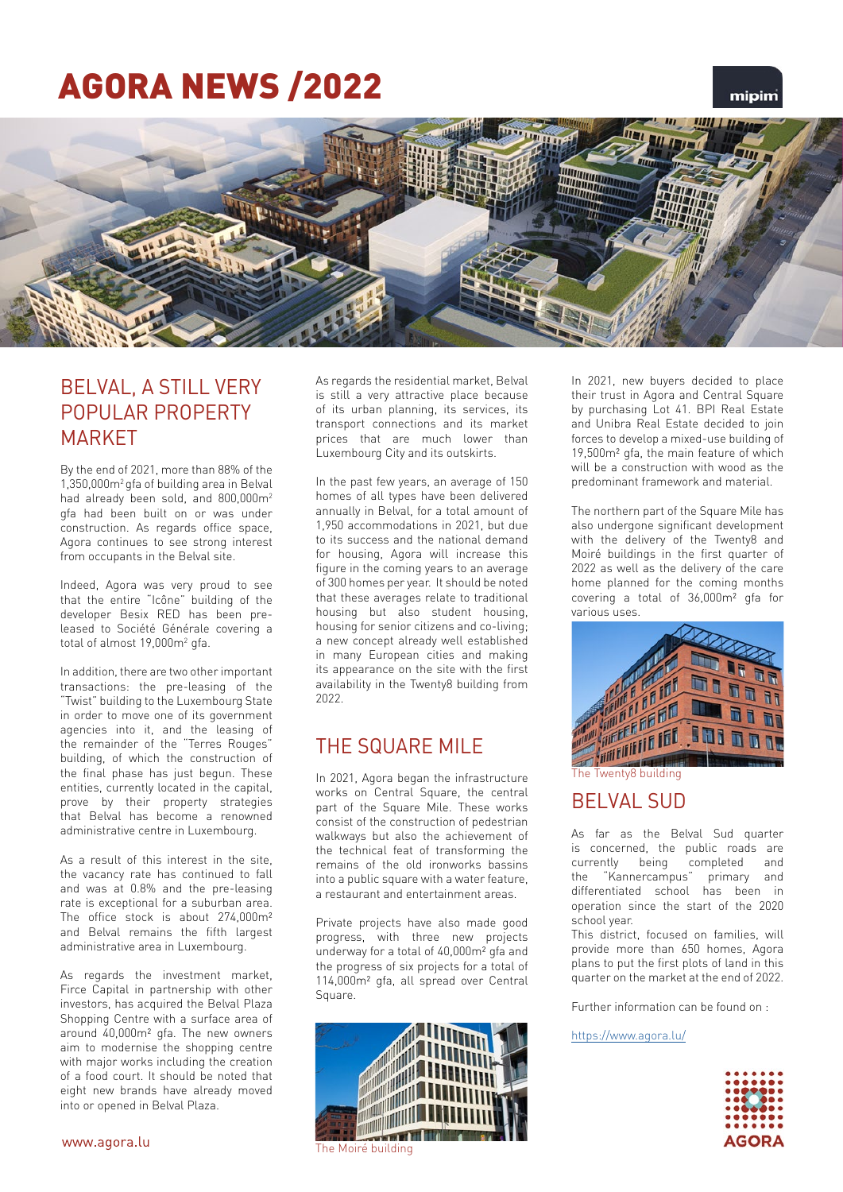# AGORA NEWS /2022

## BELVAL, A STILL VERY POPULAR PROPERTY MARKET

By the end of 2021, more than 88% of the 1,350,000m² gfa of building area in Belval had already been sold, and 800,000m² gfa had been built on or was under construction. As regards office space, Agora continues to see strong interest from occupants in the Belval site.

Indeed, Agora was very proud to see that the entire "Icône" building of the developer Besix RED has been pre-leased to Société Générale covering a total of almost 19,000m² gfa.

In addition, there are two other important transactions: the pre-leasing of the "Twist" building to the Luxembourg State in order to move one of its government agencies into it, and the leasing of the remainder of the "Terres Rouges" building, of which the construction of the final phase has just begun. These entities, currently located in the capital, prove by their property strategies that Belval has become a renowned administrative centre in Luxembourg.

As a result of this interest in the site, the vacancy rate has continued to fall and was at 0.8% and the pre-leasing rate is exceptional for a suburban area. The office stock is about 274,000m² and Belval remains the fifth largest administrative area in Luxembourg.

As regards the investment market, Firce Capital in partnership with other investors, has acquired the Belval Plaza Shopping Centre with a surface area of around 40,000m² gfa. The new owners aim to modernise the shopping centre with major works including the creation of a food court. It should be noted that eight new brands have already moved into or opened in Belval Plaza.

As regards the residential market, Belval is still a very attractive place because of its urban planning, its services, its transport connections and its market prices that are much lower than Luxembourg City and its outskirts.

In the past few years, an average of 150 homes of all types have been delivered annually in Belval, for a total amount of 1,950 accommodations in 2021, but due to its success and the national demand for housing, Agora will increase this figure in the coming years to an average of 300 homes per year. It should be noted that these averages relate to traditional housing but also student housing, housing for senior citizens and co-living; a new concept already well established in many European cities and making its appearance on the site with the first availability in the Twenty8 building from 2022.

## THE SQUARE MILE

In 2021, Agora began the infrastructure works on Central Square, the central part of the Square Mile. These works consist of the construction of pedestrian walkways but also the achievement of the technical feat of transforming the remains of the old ironworks bassins into a public square with a water feature, a restaurant and entertainment areas.

Private projects have also made good progress, with three new projects underway for a total of 40,000m² gfa and the progress of six projects for a total of 114,000m² gfa, all spread over Central Square.

The Moiré building

In 2021, new buyers decided to place their trust in Agora and Central Square by purchasing Lot 41. BPI Real Estate and Unibra Real Estate decided to join forces to develop a mixed-use building of 19,500m² gfa, the main feature of which will be a construction with wood as the predominant framework and material.

The northern part of the Square Mile has also undergone significant development with the delivery of the Twenty8 and Moiré buildings in the first quarter of 2022 as well as the delivery of the care home planned for the coming months covering a total of 36,000m² gfa for various uses.

The Twenty8 building

## BELVAL SUD

As far as the Belval Sud quarter is concerned, the public roads are currently being completed and the "Kannercampus" primary and differentiated school has been in operation since the start of the 2020 school year.

This district, focused on families, will provide more than 650 homes, Agora plans to put the first plots of land in this quarter on the market at the end of 2022.

Further information can be found on :

https://www.agora.lu/